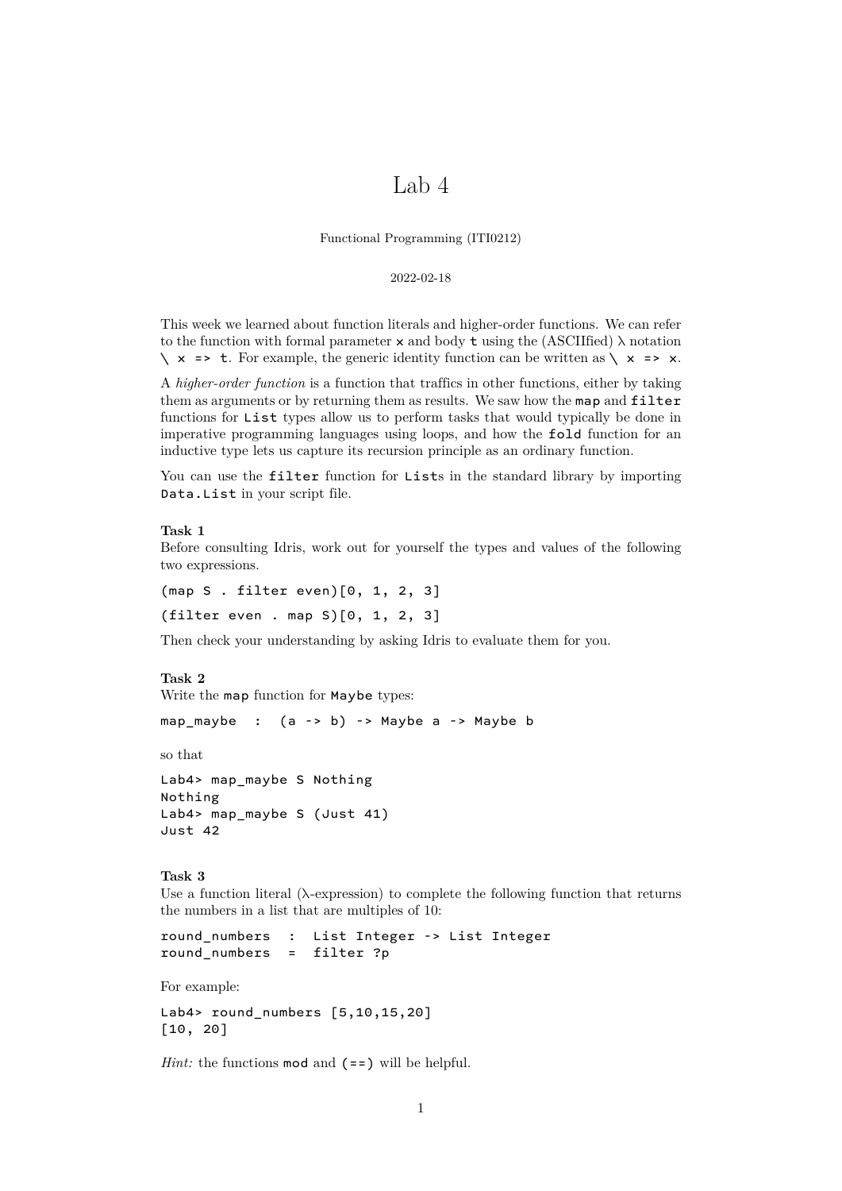# Lab 4

Functional Programming (ITI0212)

2022-02-18

This week we learned about function literals and higher-order functions. We can refer to the function with formal parameter `x` and body `t` using the (ASCIIfied) λ notation `\ x => t`. For example, the generic identity function can be written as `\ x => x`.

A *higher-order function* is a function that traffics in other functions, either by taking them as arguments or by returning them as results. We saw how the `map` and `filter` functions for `List` types allow us to perform tasks that would typically be done in imperative programming languages using loops, and how the `fold` function for an inductive type lets us capture its recursion principle as an ordinary function.

You can use the `filter` function for `List`s in the standard library by importing `Data.List` in your script file.

**Task 1**
Before consulting Idris, work out for yourself the types and values of the following two expressions.

```
(map S . filter even)[0, 1, 2, 3]
```

```
(filter even . map S)[0, 1, 2, 3]
```

Then check your understanding by asking Idris to evaluate them for you.

**Task 2**
Write the `map` function for `Maybe` types:

```
map_maybe  :  (a -> b) -> Maybe a -> Maybe b
```

so that

```
Lab4> map_maybe S Nothing
Nothing
Lab4> map_maybe S (Just 41)
Just 42
```

**Task 3**
Use a function literal (λ-expression) to complete the following function that returns the numbers in a list that are multiples of 10:

```
round_numbers  :  List Integer -> List Integer
round_numbers  =  filter ?p
```

For example:

```
Lab4> round_numbers [5,10,15,20]
[10, 20]
```

*Hint:* the functions `mod` and `(==)` will be helpful.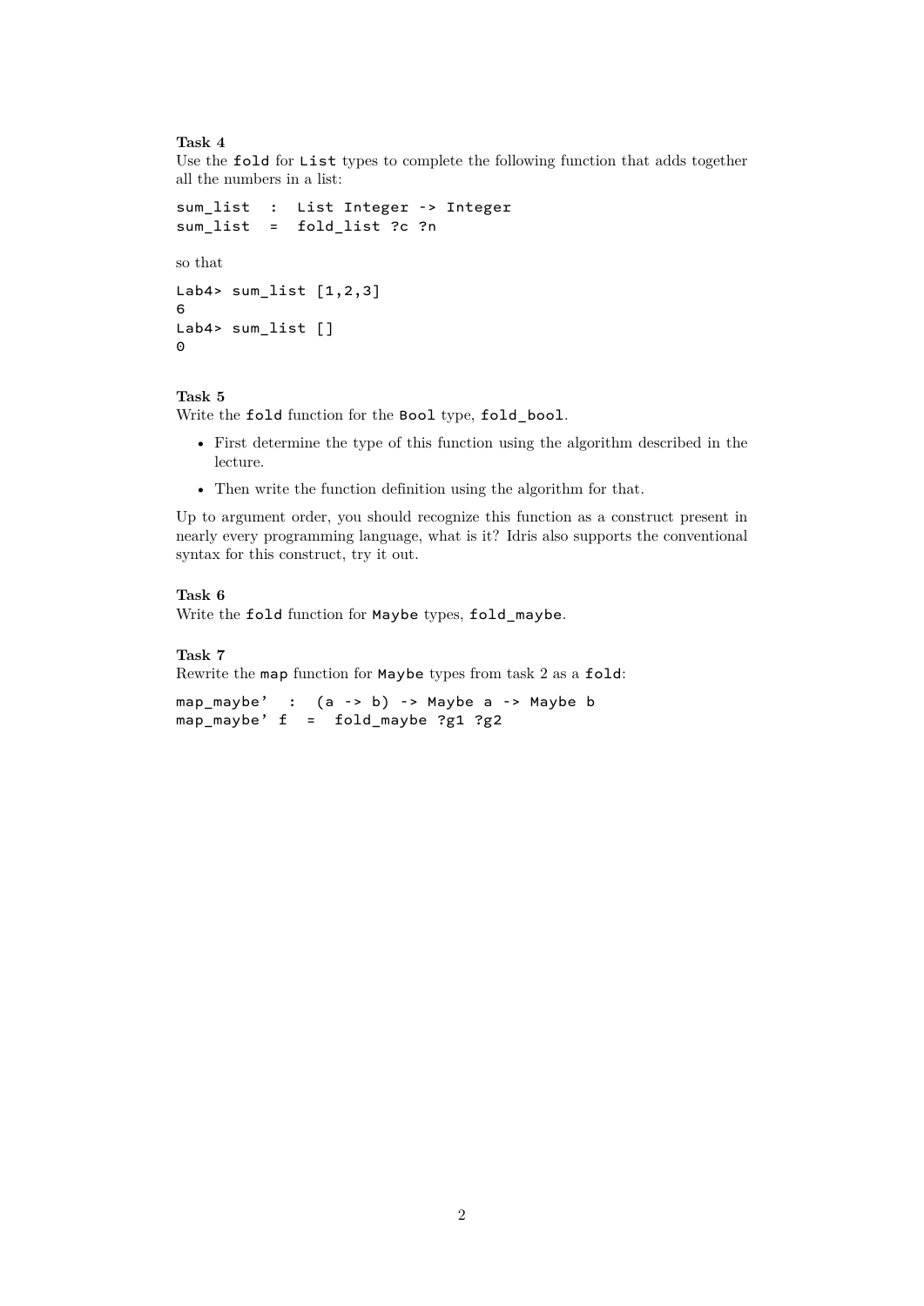**Task 4**
Use the `fold` for `List` types to complete the following function that adds together all the numbers in a list:

```
sum_list  :  List Integer -> Integer
sum_list  =  fold_list ?c ?n
```

so that

```
Lab4> sum_list [1,2,3]
6
Lab4> sum_list []
0
```

**Task 5**
Write the `fold` function for the `Bool` type, `fold_bool`.

- First determine the type of this function using the algorithm described in the lecture.
- Then write the function definition using the algorithm for that.

Up to argument order, you should recognize this function as a construct present in nearly every programming language, what is it? Idris also supports the conventional syntax for this construct, try it out.

**Task 6**
Write the `fold` function for `Maybe` types, `fold_maybe`.

**Task 7**
Rewrite the `map` function for `Maybe` types from task 2 as a `fold`:

```
map_maybe'  :  (a -> b) -> Maybe a -> Maybe b
map_maybe' f  =  fold_maybe ?g1 ?g2
```